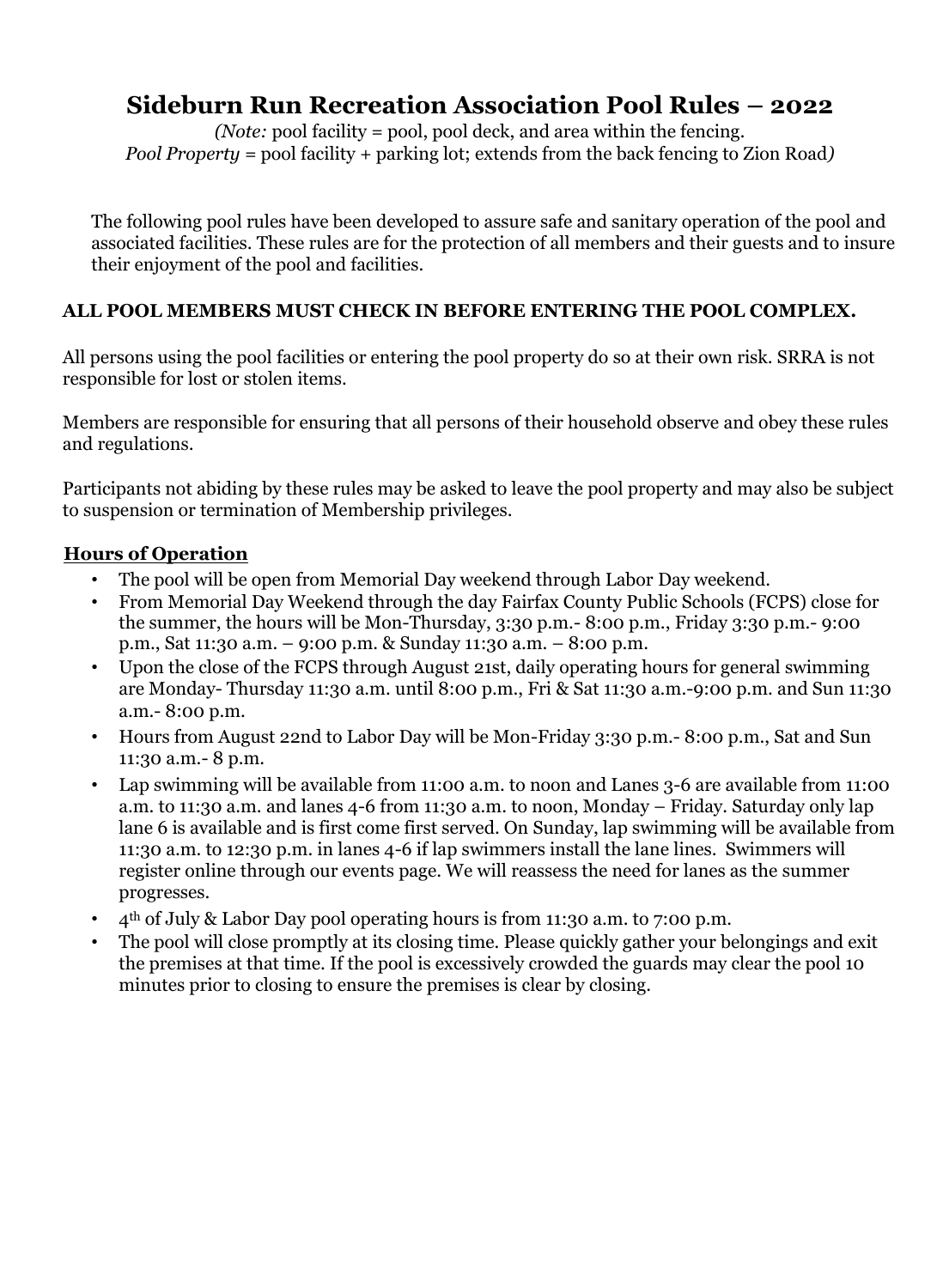# Sideburn Run Recreation Association Pool Rules – 2022

*(Note:* pool facility = pool, pool deck, and area within the fencing.
*Pool Property* = pool facility + parking lot; extends from the back fencing to Zion Road*)*

The following pool rules have been developed to assure safe and sanitary operation of the pool and associated facilities. These rules are for the protection of all members and their guests and to insure their enjoyment of the pool and facilities.

**ALL POOL MEMBERS MUST CHECK IN BEFORE ENTERING THE POOL COMPLEX.**

All persons using the pool facilities or entering the pool property do so at their own risk. SRRA is not responsible for lost or stolen items.

Members are responsible for ensuring that all persons of their household observe and obey these rules and regulations.

Participants not abiding by these rules may be asked to leave the pool property and may also be subject to suspension or termination of Membership privileges.

## Hours of Operation

- The pool will be open from Memorial Day weekend through Labor Day weekend.
- From Memorial Day Weekend through the day Fairfax County Public Schools (FCPS) close for the summer, the hours will be Mon-Thursday, 3:30 p.m.- 8:00 p.m., Friday 3:30 p.m.- 9:00 p.m., Sat 11:30 a.m. – 9:00 p.m. & Sunday 11:30 a.m. – 8:00 p.m.
- Upon the close of the FCPS through August 21st, daily operating hours for general swimming are Monday- Thursday 11:30 a.m. until 8:00 p.m., Fri & Sat 11:30 a.m.-9:00 p.m. and Sun 11:30 a.m.- 8:00 p.m.
- Hours from August 22nd to Labor Day will be Mon-Friday 3:30 p.m.- 8:00 p.m., Sat and Sun 11:30 a.m.- 8 p.m.
- Lap swimming will be available from 11:00 a.m. to noon and Lanes 3-6 are available from 11:00 a.m. to 11:30 a.m. and lanes 4-6 from 11:30 a.m. to noon, Monday – Friday. Saturday only lap lane 6 is available and is first come first served. On Sunday, lap swimming will be available from 11:30 a.m. to 12:30 p.m. in lanes 4-6 if lap swimmers install the lane lines. Swimmers will register online through our events page. We will reassess the need for lanes as the summer progresses.
- 4th of July & Labor Day pool operating hours is from 11:30 a.m. to 7:00 p.m.
- The pool will close promptly at its closing time. Please quickly gather your belongings and exit the premises at that time. If the pool is excessively crowded the guards may clear the pool 10 minutes prior to closing to ensure the premises is clear by closing.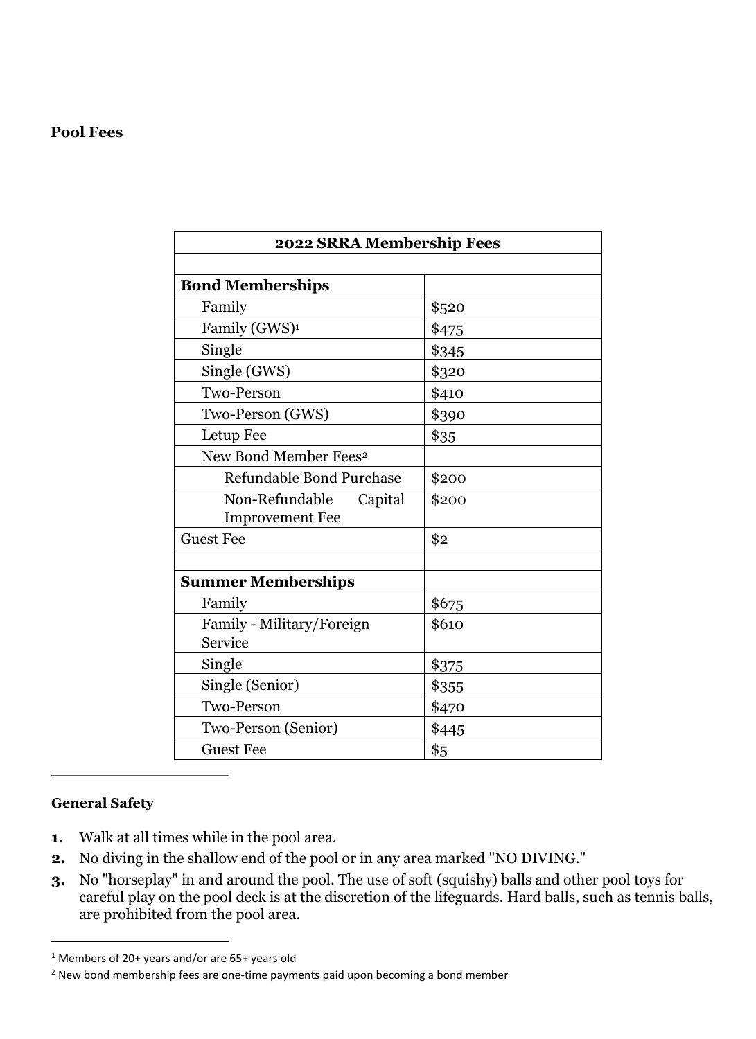**Pool Fees**

| 2022 SRRA Membership Fees | |
|---|---|
| | |
| **Bond Memberships** | |
| Family | $520 |
| Family (GWS)[1] | $475 |
| Single | $345 |
| Single (GWS) | $320 |
| Two-Person | $410 |
| Two-Person (GWS) | $390 |
| Letup Fee | $35 |
| New Bond Member Fees[2] | |
| Refundable Bond Purchase | $200 |
| Non-Refundable Capital Improvement Fee | $200 |
| Guest Fee | $2 |
| | |
| **Summer Memberships** | |
| Family | $675 |
| Family - Military/Foreign Service | $610 |
| Single | $375 |
| Single (Senior) | $355 |
| Two-Person | $470 |
| Two-Person (Senior) | $445 |
| Guest Fee | $5 |

**General Safety**

1. Walk at all times while in the pool area.
2. No diving in the shallow end of the pool or in any area marked "NO DIVING."
3. No "horseplay" in and around the pool. The use of soft (squishy) balls and other pool toys for careful play on the pool deck is at the discretion of the lifeguards. Hard balls, such as tennis balls, are prohibited from the pool area.

[1] Members of 20+ years and/or are 65+ years old

[2] New bond membership fees are one-time payments paid upon becoming a bond member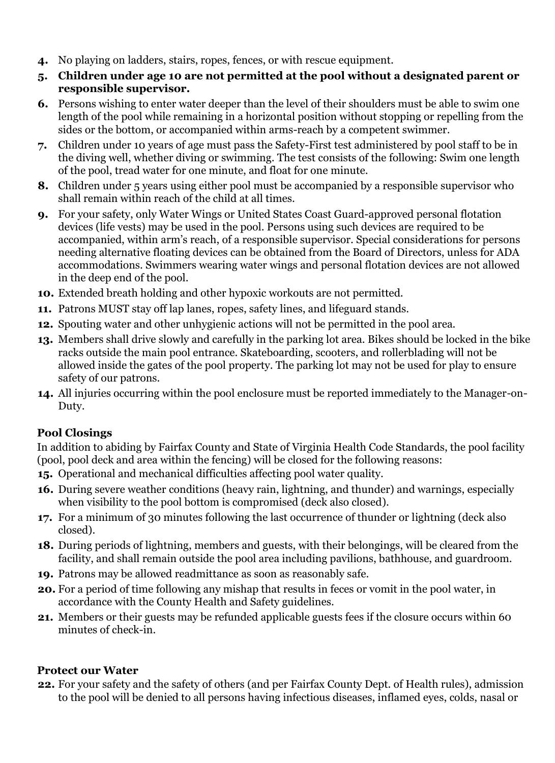4. No playing on ladders, stairs, ropes, fences, or with rescue equipment.
5. **Children under age 10 are not permitted at the pool without a designated parent or responsible supervisor.**
6. Persons wishing to enter water deeper than the level of their shoulders must be able to swim one length of the pool while remaining in a horizontal position without stopping or repelling from the sides or the bottom, or accompanied within arms-reach by a competent swimmer.
7. Children under 10 years of age must pass the Safety-First test administered by pool staff to be in the diving well, whether diving or swimming. The test consists of the following: Swim one length of the pool, tread water for one minute, and float for one minute.
8. Children under 5 years using either pool must be accompanied by a responsible supervisor who shall remain within reach of the child at all times.
9. For your safety, only Water Wings or United States Coast Guard-approved personal flotation devices (life vests) may be used in the pool. Persons using such devices are required to be accompanied, within arm's reach, of a responsible supervisor. Special considerations for persons needing alternative floating devices can be obtained from the Board of Directors, unless for ADA accommodations. Swimmers wearing water wings and personal flotation devices are not allowed in the deep end of the pool.
10. Extended breath holding and other hypoxic workouts are not permitted.
11. Patrons MUST stay off lap lanes, ropes, safety lines, and lifeguard stands.
12. Spouting water and other unhygienic actions will not be permitted in the pool area.
13. Members shall drive slowly and carefully in the parking lot area. Bikes should be locked in the bike racks outside the main pool entrance. Skateboarding, scooters, and rollerblading will not be allowed inside the gates of the pool property. The parking lot may not be used for play to ensure safety of our patrons.
14. All injuries occurring within the pool enclosure must be reported immediately to the Manager-on-Duty.

### Pool Closings

In addition to abiding by Fairfax County and State of Virginia Health Code Standards, the pool facility (pool, pool deck and area within the fencing) will be closed for the following reasons:

15. Operational and mechanical difficulties affecting pool water quality.
16. During severe weather conditions (heavy rain, lightning, and thunder) and warnings, especially when visibility to the pool bottom is compromised (deck also closed).
17. For a minimum of 30 minutes following the last occurrence of thunder or lightning (deck also closed).
18. During periods of lightning, members and guests, with their belongings, will be cleared from the facility, and shall remain outside the pool area including pavilions, bathhouse, and guardroom.
19. Patrons may be allowed readmittance as soon as reasonably safe.
20. For a period of time following any mishap that results in feces or vomit in the pool water, in accordance with the County Health and Safety guidelines.
21. Members or their guests may be refunded applicable guests fees if the closure occurs within 60 minutes of check-in.

### Protect our Water

22. For your safety and the safety of others (and per Fairfax County Dept. of Health rules), admission to the pool will be denied to all persons having infectious diseases, inflamed eyes, colds, nasal or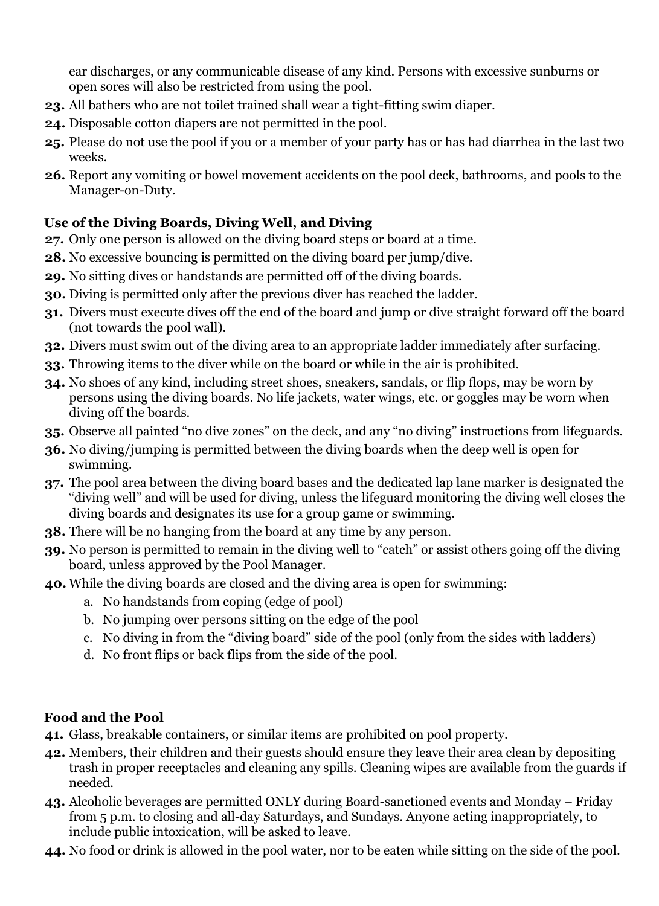ear discharges, or any communicable disease of any kind. Persons with excessive sunburns or open sores will also be restricted from using the pool.

**23.** All bathers who are not toilet trained shall wear a tight-fitting swim diaper.

**24.** Disposable cotton diapers are not permitted in the pool.

**25.** Please do not use the pool if you or a member of your party has or has had diarrhea in the last two weeks.

**26.** Report any vomiting or bowel movement accidents on the pool deck, bathrooms, and pools to the Manager-on-Duty.

### Use of the Diving Boards, Diving Well, and Diving

**27.** Only one person is allowed on the diving board steps or board at a time.

**28.** No excessive bouncing is permitted on the diving board per jump/dive.

**29.** No sitting dives or handstands are permitted off of the diving boards.

**30.** Diving is permitted only after the previous diver has reached the ladder.

**31.** Divers must execute dives off the end of the board and jump or dive straight forward off the board (not towards the pool wall).

**32.** Divers must swim out of the diving area to an appropriate ladder immediately after surfacing.

**33.** Throwing items to the diver while on the board or while in the air is prohibited.

**34.** No shoes of any kind, including street shoes, sneakers, sandals, or flip flops, may be worn by persons using the diving boards. No life jackets, water wings, etc. or goggles may be worn when diving off the boards.

**35.** Observe all painted "no dive zones" on the deck, and any "no diving" instructions from lifeguards.

**36.** No diving/jumping is permitted between the diving boards when the deep well is open for swimming.

**37.** The pool area between the diving board bases and the dedicated lap lane marker is designated the "diving well" and will be used for diving, unless the lifeguard monitoring the diving well closes the diving boards and designates its use for a group game or swimming.

**38.** There will be no hanging from the board at any time by any person.

**39.** No person is permitted to remain in the diving well to "catch" or assist others going off the diving board, unless approved by the Pool Manager.

**40.** While the diving boards are closed and the diving area is open for swimming:

   a. No handstands from coping (edge of pool)
   b. No jumping over persons sitting on the edge of the pool
   c. No diving in from the "diving board" side of the pool (only from the sides with ladders)
   d. No front flips or back flips from the side of the pool.

### Food and the Pool

**41.** Glass, breakable containers, or similar items are prohibited on pool property.

**42.** Members, their children and their guests should ensure they leave their area clean by depositing trash in proper receptacles and cleaning any spills. Cleaning wipes are available from the guards if needed.

**43.** Alcoholic beverages are permitted ONLY during Board-sanctioned events and Monday – Friday from 5 p.m. to closing and all-day Saturdays, and Sundays. Anyone acting inappropriately, to include public intoxication, will be asked to leave.

**44.** No food or drink is allowed in the pool water, nor to be eaten while sitting on the side of the pool.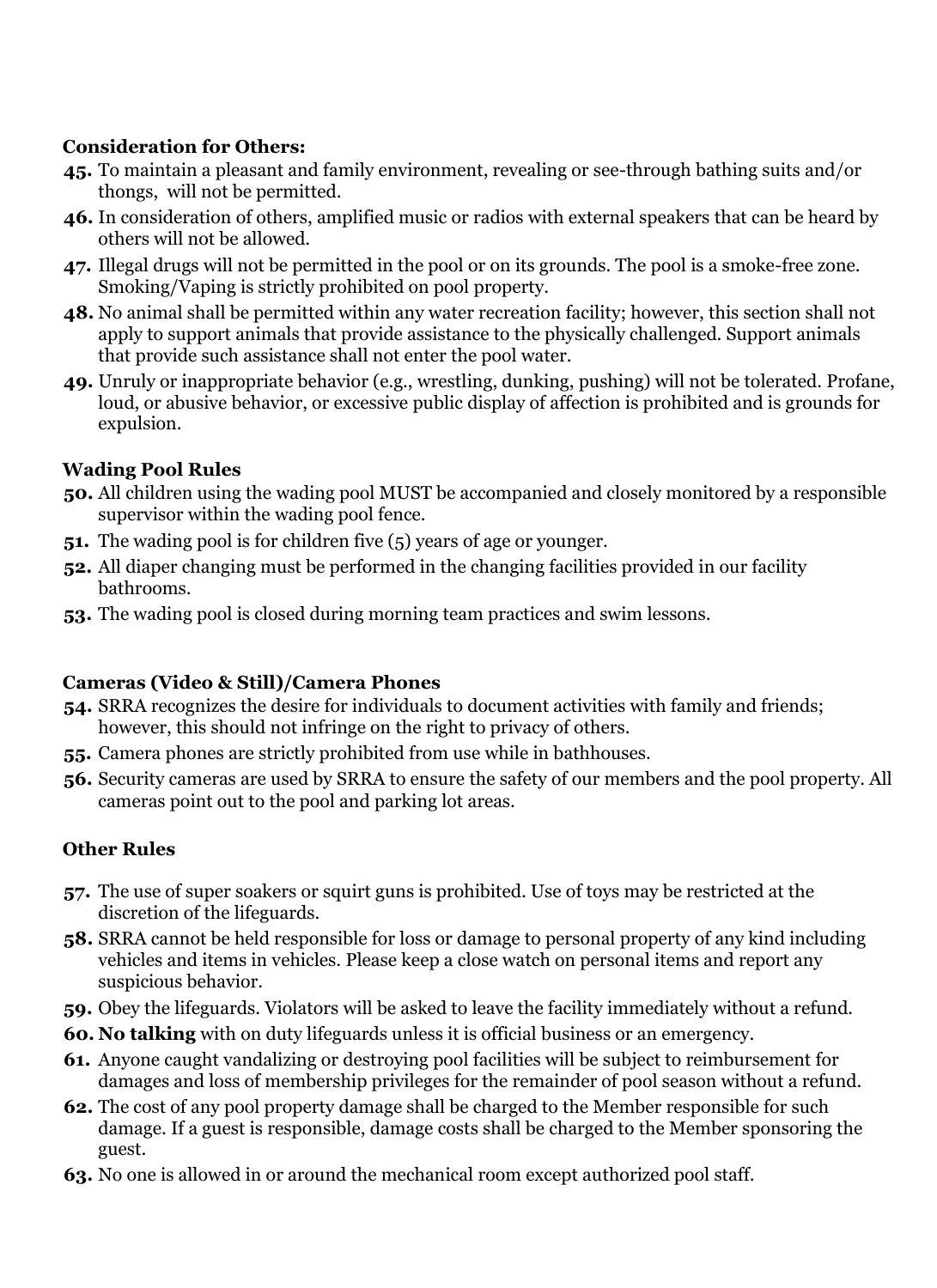**Consideration for Others:**

**45.** To maintain a pleasant and family environment, revealing or see-through bathing suits and/or thongs, will not be permitted.

**46.** In consideration of others, amplified music or radios with external speakers that can be heard by others will not be allowed.

**47.** Illegal drugs will not be permitted in the pool or on its grounds. The pool is a smoke-free zone. Smoking/Vaping is strictly prohibited on pool property.

**48.** No animal shall be permitted within any water recreation facility; however, this section shall not apply to support animals that provide assistance to the physically challenged. Support animals that provide such assistance shall not enter the pool water.

**49.** Unruly or inappropriate behavior (e.g., wrestling, dunking, pushing) will not be tolerated. Profane, loud, or abusive behavior, or excessive public display of affection is prohibited and is grounds for expulsion.

**Wading Pool Rules**

**50.** All children using the wading pool MUST be accompanied and closely monitored by a responsible supervisor within the wading pool fence.

**51.** The wading pool is for children five (5) years of age or younger.

**52.** All diaper changing must be performed in the changing facilities provided in our facility bathrooms.

**53.** The wading pool is closed during morning team practices and swim lessons.

**Cameras (Video & Still)/Camera Phones**

**54.** SRRA recognizes the desire for individuals to document activities with family and friends; however, this should not infringe on the right to privacy of others.

**55.** Camera phones are strictly prohibited from use while in bathhouses.

**56.** Security cameras are used by SRRA to ensure the safety of our members and the pool property. All cameras point out to the pool and parking lot areas.

**Other Rules**

**57.** The use of super soakers or squirt guns is prohibited. Use of toys may be restricted at the discretion of the lifeguards.

**58.** SRRA cannot be held responsible for loss or damage to personal property of any kind including vehicles and items in vehicles. Please keep a close watch on personal items and report any suspicious behavior.

**59.** Obey the lifeguards. Violators will be asked to leave the facility immediately without a refund.

**60.** **No talking** with on duty lifeguards unless it is official business or an emergency.

**61.** Anyone caught vandalizing or destroying pool facilities will be subject to reimbursement for damages and loss of membership privileges for the remainder of pool season without a refund.

**62.** The cost of any pool property damage shall be charged to the Member responsible for such damage. If a guest is responsible, damage costs shall be charged to the Member sponsoring the guest.

**63.** No one is allowed in or around the mechanical room except authorized pool staff.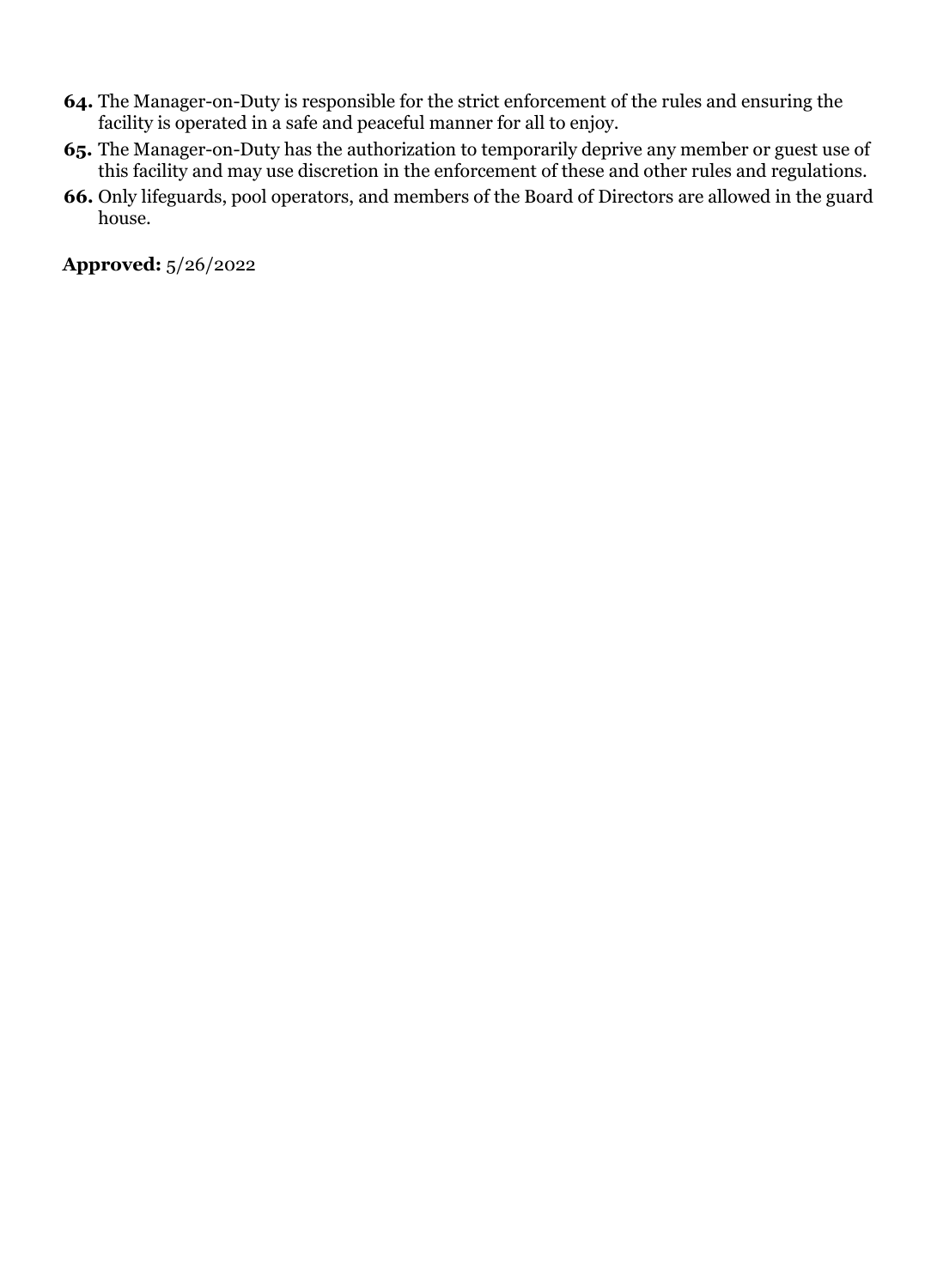**64.** The Manager-on-Duty is responsible for the strict enforcement of the rules and ensuring the facility is operated in a safe and peaceful manner for all to enjoy.

**65.** The Manager-on-Duty has the authorization to temporarily deprive any member or guest use of this facility and may use discretion in the enforcement of these and other rules and regulations.

**66.** Only lifeguards, pool operators, and members of the Board of Directors are allowed in the guard house.

**Approved:** 5/26/2022